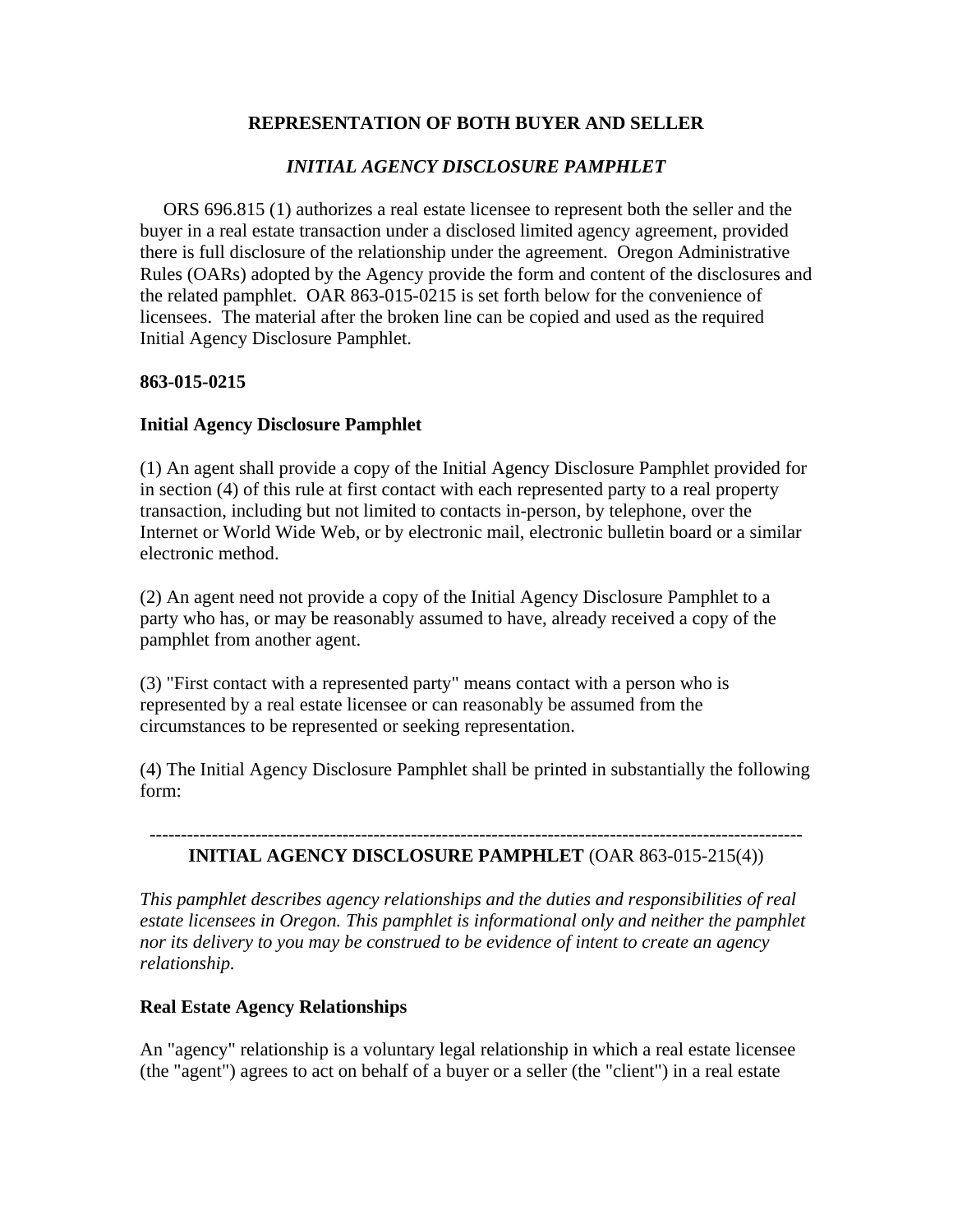## REPRESENTATION OF BOTH BUYER AND SELLER

### *INITIAL AGENCY DISCLOSURE PAMPHLET*

ORS 696.815 (1) authorizes a real estate licensee to represent both the seller and the buyer in a real estate transaction under a disclosed limited agency agreement, provided there is full disclosure of the relationship under the agreement. Oregon Administrative Rules (OARs) adopted by the Agency provide the form and content of the disclosures and the related pamphlet. OAR 863-015-0215 is set forth below for the convenience of licensees. The material after the broken line can be copied and used as the required Initial Agency Disclosure Pamphlet.

**863-015-0215**

**Initial Agency Disclosure Pamphlet**

(1) An agent shall provide a copy of the Initial Agency Disclosure Pamphlet provided for in section (4) of this rule at first contact with each represented party to a real property transaction, including but not limited to contacts in-person, by telephone, over the Internet or World Wide Web, or by electronic mail, electronic bulletin board or a similar electronic method.

(2) An agent need not provide a copy of the Initial Agency Disclosure Pamphlet to a party who has, or may be reasonably assumed to have, already received a copy of the pamphlet from another agent.

(3) "First contact with a represented party" means contact with a person who is represented by a real estate licensee or can reasonably be assumed from the circumstances to be represented or seeking representation.

(4) The Initial Agency Disclosure Pamphlet shall be printed in substantially the following form:

---

**INITIAL AGENCY DISCLOSURE PAMPHLET** (OAR 863-015-215(4))

*This pamphlet describes agency relationships and the duties and responsibilities of real estate licensees in Oregon. This pamphlet is informational only and neither the pamphlet nor its delivery to you may be construed to be evidence of intent to create an agency relationship.*

**Real Estate Agency Relationships**

An "agency" relationship is a voluntary legal relationship in which a real estate licensee (the "agent") agrees to act on behalf of a buyer or a seller (the "client") in a real estate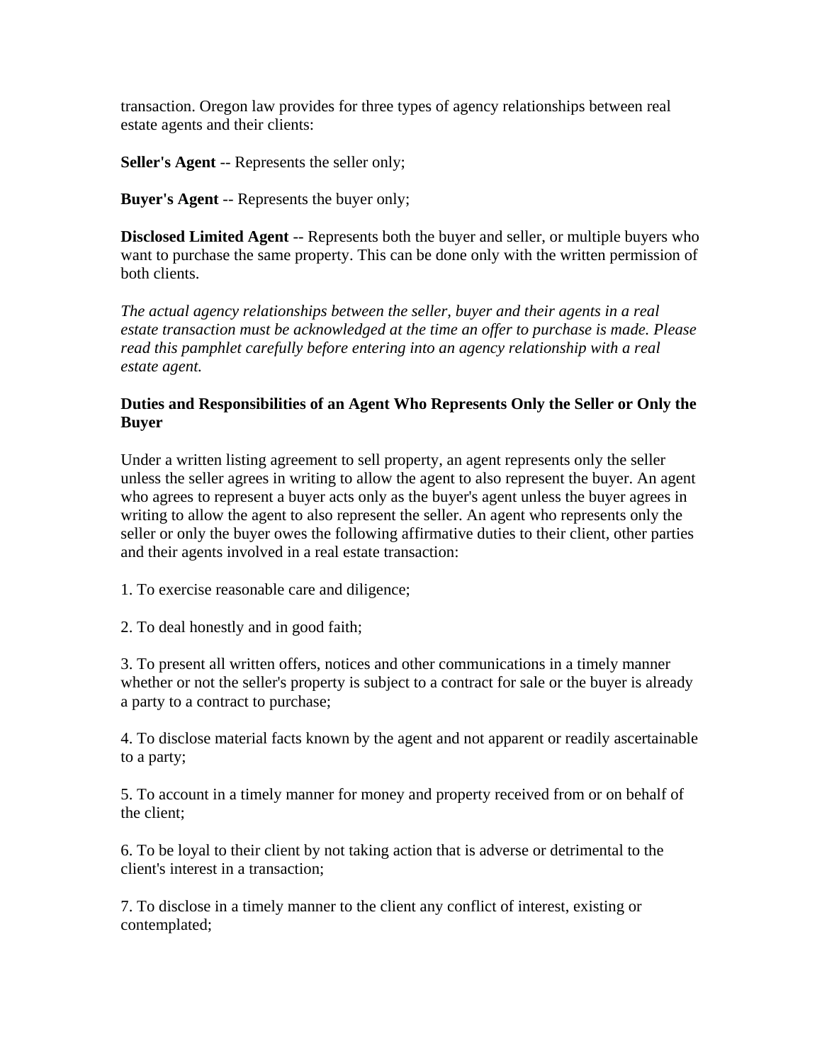transaction. Oregon law provides for three types of agency relationships between real estate agents and their clients:

**Seller's Agent** -- Represents the seller only;

**Buyer's Agent** -- Represents the buyer only;

**Disclosed Limited Agent** -- Represents both the buyer and seller, or multiple buyers who want to purchase the same property. This can be done only with the written permission of both clients.

*The actual agency relationships between the seller, buyer and their agents in a real estate transaction must be acknowledged at the time an offer to purchase is made. Please read this pamphlet carefully before entering into an agency relationship with a real estate agent.*

**Duties and Responsibilities of an Agent Who Represents Only the Seller or Only the Buyer**

Under a written listing agreement to sell property, an agent represents only the seller unless the seller agrees in writing to allow the agent to also represent the buyer. An agent who agrees to represent a buyer acts only as the buyer's agent unless the buyer agrees in writing to allow the agent to also represent the seller. An agent who represents only the seller or only the buyer owes the following affirmative duties to their client, other parties and their agents involved in a real estate transaction:

1. To exercise reasonable care and diligence;

2. To deal honestly and in good faith;

3. To present all written offers, notices and other communications in a timely manner whether or not the seller's property is subject to a contract for sale or the buyer is already a party to a contract to purchase;

4. To disclose material facts known by the agent and not apparent or readily ascertainable to a party;

5. To account in a timely manner for money and property received from or on behalf of the client;

6. To be loyal to their client by not taking action that is adverse or detrimental to the client's interest in a transaction;

7. To disclose in a timely manner to the client any conflict of interest, existing or contemplated;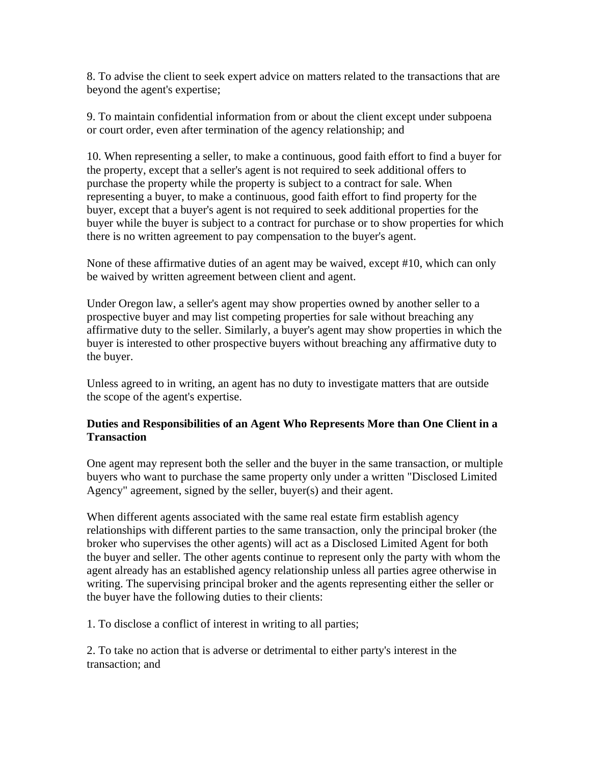8. To advise the client to seek expert advice on matters related to the transactions that are beyond the agent's expertise;

9. To maintain confidential information from or about the client except under subpoena or court order, even after termination of the agency relationship; and

10. When representing a seller, to make a continuous, good faith effort to find a buyer for the property, except that a seller's agent is not required to seek additional offers to purchase the property while the property is subject to a contract for sale. When representing a buyer, to make a continuous, good faith effort to find property for the buyer, except that a buyer's agent is not required to seek additional properties for the buyer while the buyer is subject to a contract for purchase or to show properties for which there is no written agreement to pay compensation to the buyer's agent.

None of these affirmative duties of an agent may be waived, except #10, which can only be waived by written agreement between client and agent.

Under Oregon law, a seller's agent may show properties owned by another seller to a prospective buyer and may list competing properties for sale without breaching any affirmative duty to the seller. Similarly, a buyer's agent may show properties in which the buyer is interested to other prospective buyers without breaching any affirmative duty to the buyer.

Unless agreed to in writing, an agent has no duty to investigate matters that are outside the scope of the agent's expertise.

**Duties and Responsibilities of an Agent Who Represents More than One Client in a Transaction**

One agent may represent both the seller and the buyer in the same transaction, or multiple buyers who want to purchase the same property only under a written "Disclosed Limited Agency" agreement, signed by the seller, buyer(s) and their agent.

When different agents associated with the same real estate firm establish agency relationships with different parties to the same transaction, only the principal broker (the broker who supervises the other agents) will act as a Disclosed Limited Agent for both the buyer and seller. The other agents continue to represent only the party with whom the agent already has an established agency relationship unless all parties agree otherwise in writing. The supervising principal broker and the agents representing either the seller or the buyer have the following duties to their clients:

1. To disclose a conflict of interest in writing to all parties;

2. To take no action that is adverse or detrimental to either party's interest in the transaction; and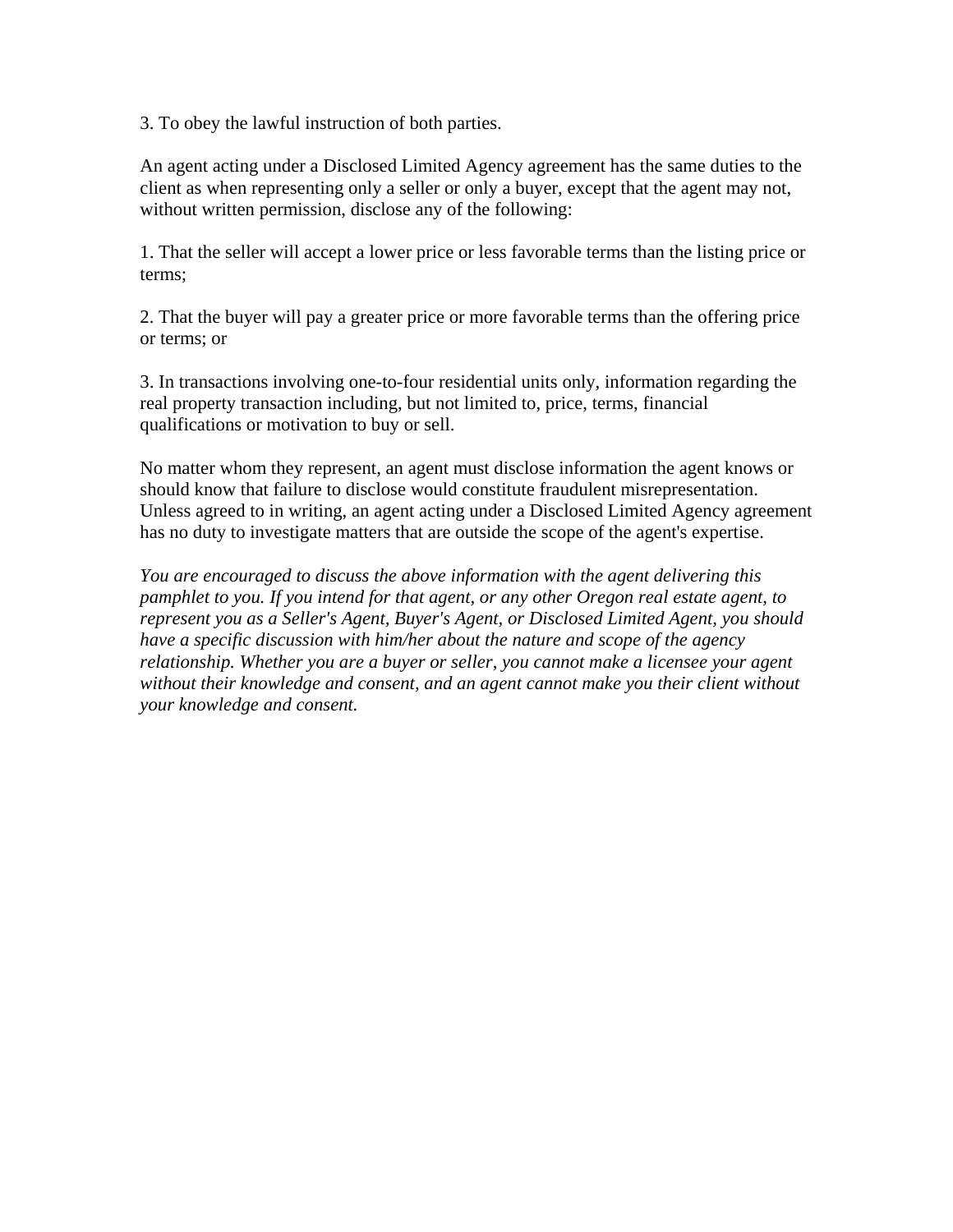3. To obey the lawful instruction of both parties.

An agent acting under a Disclosed Limited Agency agreement has the same duties to the client as when representing only a seller or only a buyer, except that the agent may not, without written permission, disclose any of the following:

1. That the seller will accept a lower price or less favorable terms than the listing price or terms;

2. That the buyer will pay a greater price or more favorable terms than the offering price or terms; or

3. In transactions involving one-to-four residential units only, information regarding the real property transaction including, but not limited to, price, terms, financial qualifications or motivation to buy or sell.

No matter whom they represent, an agent must disclose information the agent knows or should know that failure to disclose would constitute fraudulent misrepresentation. Unless agreed to in writing, an agent acting under a Disclosed Limited Agency agreement has no duty to investigate matters that are outside the scope of the agent's expertise.

*You are encouraged to discuss the above information with the agent delivering this pamphlet to you. If you intend for that agent, or any other Oregon real estate agent, to represent you as a Seller's Agent, Buyer's Agent, or Disclosed Limited Agent, you should have a specific discussion with him/her about the nature and scope of the agency relationship. Whether you are a buyer or seller, you cannot make a licensee your agent without their knowledge and consent, and an agent cannot make you their client without your knowledge and consent.*